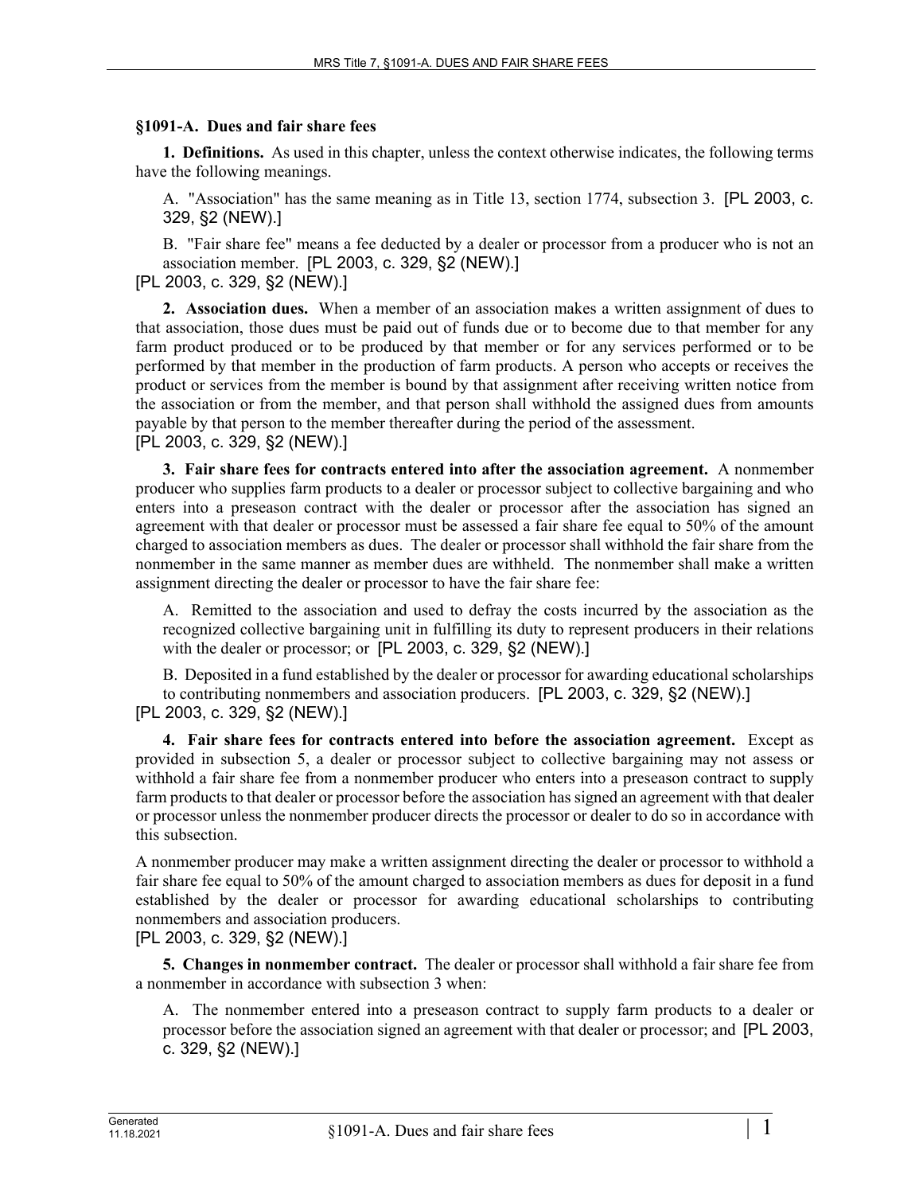## §1091-A. Dues and fair share fees

**1. Definitions.** As used in this chapter, unless the context otherwise indicates, the following terms have the following meanings.

A. "Association" has the same meaning as in Title 13, section 1774, subsection 3. [PL 2003, c. 329, §2 (NEW).]

B. "Fair share fee" means a fee deducted by a dealer or processor from a producer who is not an association member. [PL 2003, c. 329, §2 (NEW).]

[PL 2003, c. 329, §2 (NEW).]

**2. Association dues.** When a member of an association makes a written assignment of dues to that association, those dues must be paid out of funds due or to become due to that member for any farm product produced or to be produced by that member or for any services performed or to be performed by that member in the production of farm products. A person who accepts or receives the product or services from the member is bound by that assignment after receiving written notice from the association or from the member, and that person shall withhold the assigned dues from amounts payable by that person to the member thereafter during the period of the assessment.

[PL 2003, c. 329, §2 (NEW).]

**3. Fair share fees for contracts entered into after the association agreement.** A nonmember producer who supplies farm products to a dealer or processor subject to collective bargaining and who enters into a preseason contract with the dealer or processor after the association has signed an agreement with that dealer or processor must be assessed a fair share fee equal to 50% of the amount charged to association members as dues. The dealer or processor shall withhold the fair share from the nonmember in the same manner as member dues are withheld. The nonmember shall make a written assignment directing the dealer or processor to have the fair share fee:

A. Remitted to the association and used to defray the costs incurred by the association as the recognized collective bargaining unit in fulfilling its duty to represent producers in their relations with the dealer or processor; or [PL 2003, c. 329, §2 (NEW).]

B. Deposited in a fund established by the dealer or processor for awarding educational scholarships to contributing nonmembers and association producers. [PL 2003, c. 329, §2 (NEW).]

[PL 2003, c. 329, §2 (NEW).]

**4. Fair share fees for contracts entered into before the association agreement.** Except as provided in subsection 5, a dealer or processor subject to collective bargaining may not assess or withhold a fair share fee from a nonmember producer who enters into a preseason contract to supply farm products to that dealer or processor before the association has signed an agreement with that dealer or processor unless the nonmember producer directs the processor or dealer to do so in accordance with this subsection.

A nonmember producer may make a written assignment directing the dealer or processor to withhold a fair share fee equal to 50% of the amount charged to association members as dues for deposit in a fund established by the dealer or processor for awarding educational scholarships to contributing nonmembers and association producers.

[PL 2003, c. 329, §2 (NEW).]

**5. Changes in nonmember contract.** The dealer or processor shall withhold a fair share fee from a nonmember in accordance with subsection 3 when:

A. The nonmember entered into a preseason contract to supply farm products to a dealer or processor before the association signed an agreement with that dealer or processor; and [PL 2003, c. 329, §2 (NEW).]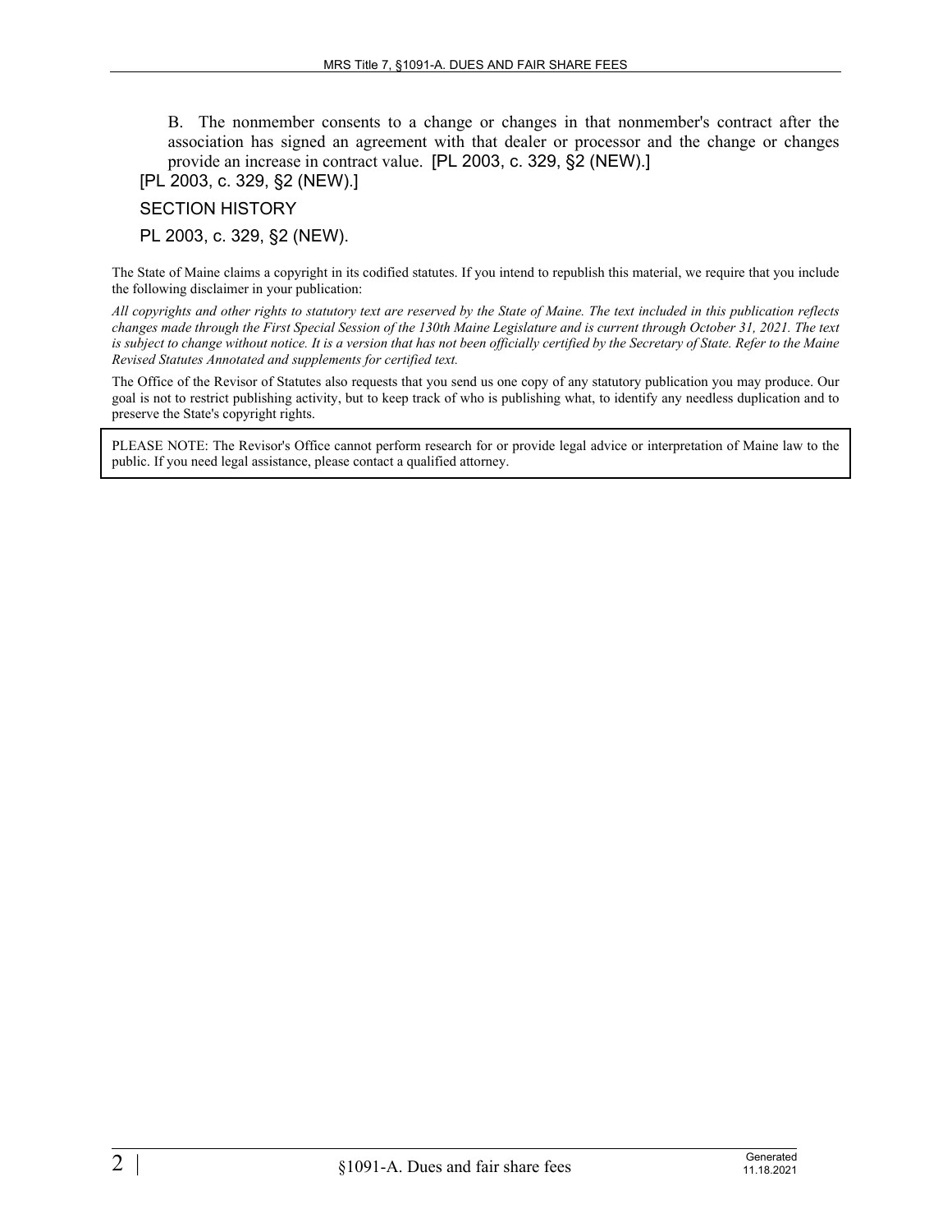B. The nonmember consents to a change or changes in that nonmember's contract after the association has signed an agreement with that dealer or processor and the change or changes provide an increase in contract value. [PL 2003, c. 329, §2 (NEW).]

[PL 2003, c. 329, §2 (NEW).]

SECTION HISTORY

PL 2003, c. 329, §2 (NEW).

The State of Maine claims a copyright in its codified statutes. If you intend to republish this material, we require that you include the following disclaimer in your publication:

*All copyrights and other rights to statutory text are reserved by the State of Maine. The text included in this publication reflects changes made through the First Special Session of the 130th Maine Legislature and is current through October 31, 2021. The text is subject to change without notice. It is a version that has not been officially certified by the Secretary of State. Refer to the Maine Revised Statutes Annotated and supplements for certified text.*

The Office of the Revisor of Statutes also requests that you send us one copy of any statutory publication you may produce. Our goal is not to restrict publishing activity, but to keep track of who is publishing what, to identify any needless duplication and to preserve the State's copyright rights.

PLEASE NOTE: The Revisor's Office cannot perform research for or provide legal advice or interpretation of Maine law to the public. If you need legal assistance, please contact a qualified attorney.